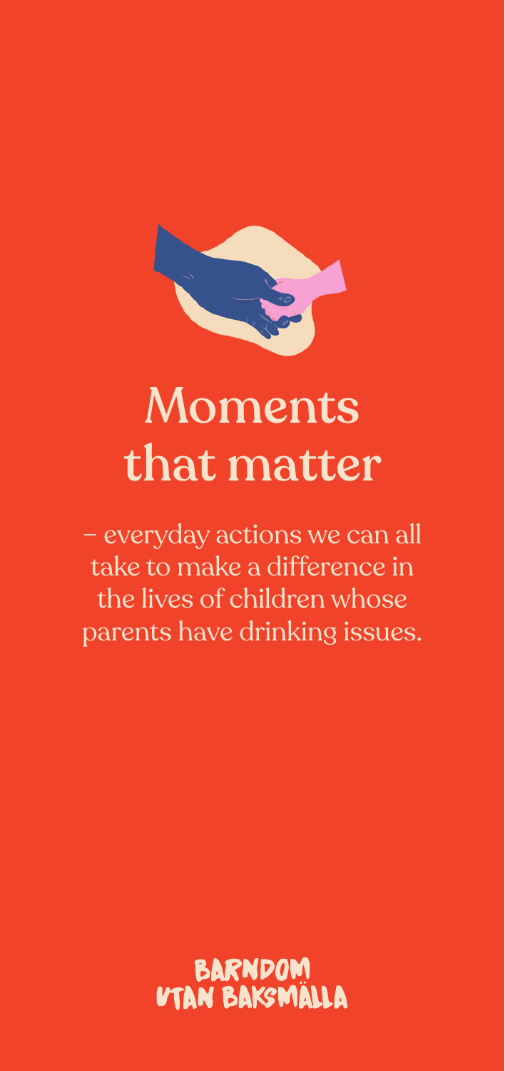# Moments that matter

– everyday actions we can all take to make a difference in the lives of children whose parents have drinking issues.

BARNDOM UTAN BAKSMÄLLA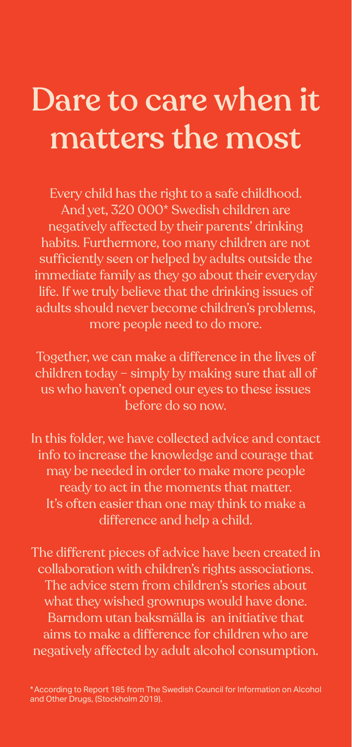# Dare to care when it matters the most

Every child has the right to a safe childhood. And yet, 320 000* Swedish children are negatively affected by their parents' drinking habits. Furthermore, too many children are not sufficiently seen or helped by adults outside the immediate family as they go about their everyday life. If we truly believe that the drinking issues of adults should never become children's problems, more people need to do more.

Together, we can make a difference in the lives of children today – simply by making sure that all of us who haven't opened our eyes to these issues before do so now.

In this folder, we have collected advice and contact info to increase the knowledge and courage that may be needed in order to make more people ready to act in the moments that matter. It's often easier than one may think to make a difference and help a child.

The different pieces of advice have been created in collaboration with children's rights associations. The advice stem from children's stories about what they wished grownups would have done. Barndom utan baksmälla is an initiative that aims to make a difference for children who are negatively affected by adult alcohol consumption.

*According to Report 185 from The Swedish Council for Information on Alcohol and Other Drugs, (Stockholm 2019).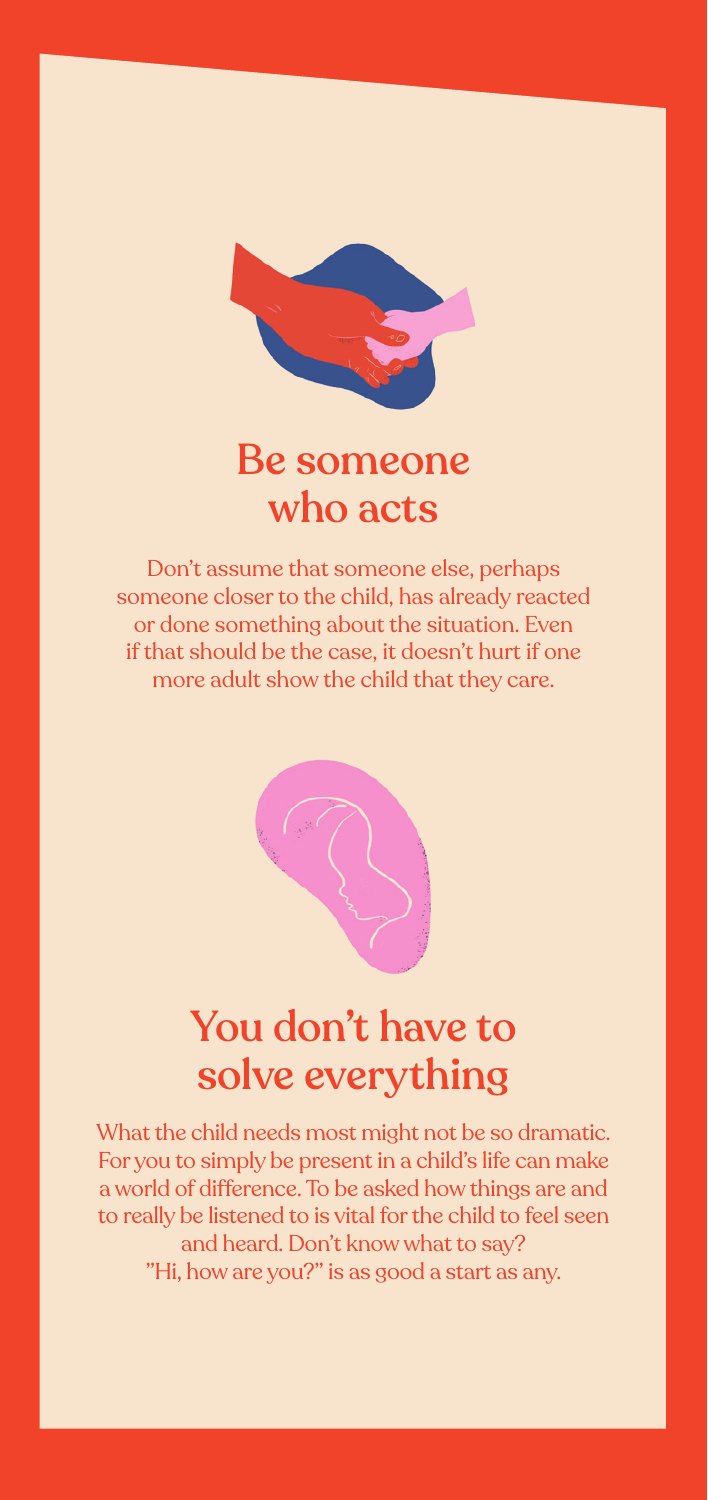## Be someone who acts

Don't assume that someone else, perhaps someone closer to the child, has already reacted or done something about the situation. Even if that should be the case, it doesn't hurt if one more adult show the child that they care.

## You don't have to solve everything

What the child needs most might not be so dramatic. For you to simply be present in a child's life can make a world of difference. To be asked how things are and to really be listened to is vital for the child to feel seen and heard. Don't know what to say? "Hi, how are you?" is as good a start as any.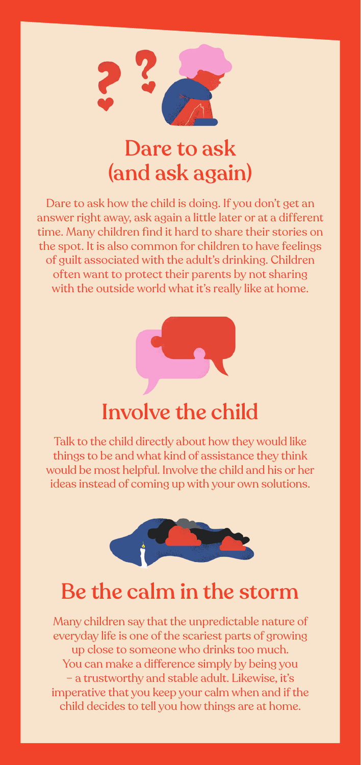## Dare to ask (and ask again)

Dare to ask how the child is doing. If you don't get an answer right away, ask again a little later or at a different time. Many children find it hard to share their stories on the spot. It is also common for children to have feelings of guilt associated with the adult's drinking. Children often want to protect their parents by not sharing with the outside world what it's really like at home.

## Involve the child

Talk to the child directly about how they would like things to be and what kind of assistance they think would be most helpful. Involve the child and his or her ideas instead of coming up with your own solutions.

## Be the calm in the storm

Many children say that the unpredictable nature of everyday life is one of the scariest parts of growing up close to someone who drinks too much. You can make a difference simply by being you – a trustworthy and stable adult. Likewise, it's imperative that you keep your calm when and if the child decides to tell you how things are at home.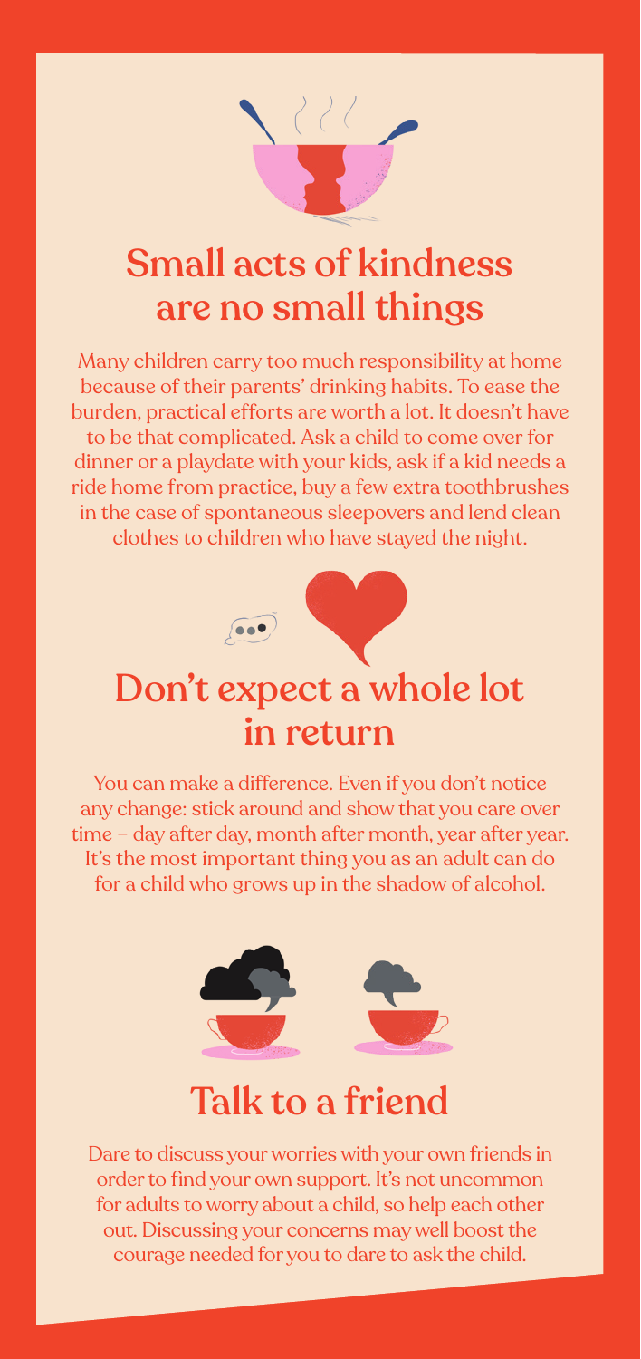## Small acts of kindness are no small things

Many children carry too much responsibility at home because of their parents' drinking habits. To ease the burden, practical efforts are worth a lot. It doesn't have to be that complicated. Ask a child to come over for dinner or a playdate with your kids, ask if a kid needs a ride home from practice, buy a few extra toothbrushes in the case of spontaneous sleepovers and lend clean clothes to children who have stayed the night.

## Don't expect a whole lot in return

You can make a difference. Even if you don't notice any change: stick around and show that you care over time – day after day, month after month, year after year. It's the most important thing you as an adult can do for a child who grows up in the shadow of alcohol.

## Talk to a friend

Dare to discuss your worries with your own friends in order to find your own support. It's not uncommon for adults to worry about a child, so help each other out. Discussing your concerns may well boost the courage needed for you to dare to ask the child.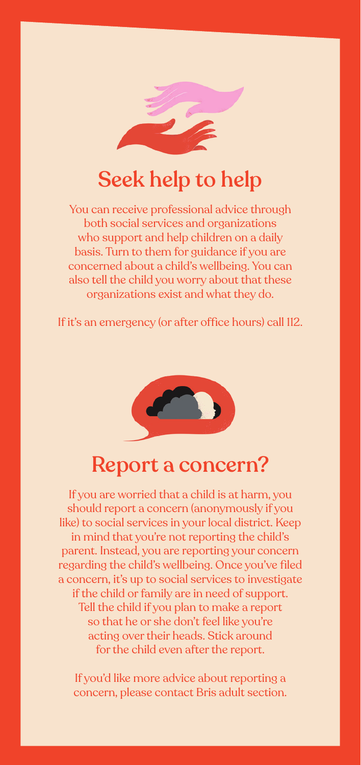## Seek help to help

You can receive professional advice through both social services and organizations who support and help children on a daily basis. Turn to them for guidance if you are concerned about a child's wellbeing. You can also tell the child you worry about that these organizations exist and what they do.

If it's an emergency (or after office hours) call 112.

## Report a concern?

If you are worried that a child is at harm, you should report a concern (anonymously if you like) to social services in your local district. Keep in mind that you're not reporting the child's parent. Instead, you are reporting your concern regarding the child's wellbeing. Once you've filed a concern, it's up to social services to investigate if the child or family are in need of support. Tell the child if you plan to make a report so that he or she don't feel like you're acting over their heads. Stick around for the child even after the report.

If you'd like more advice about reporting a concern, please contact Bris adult section.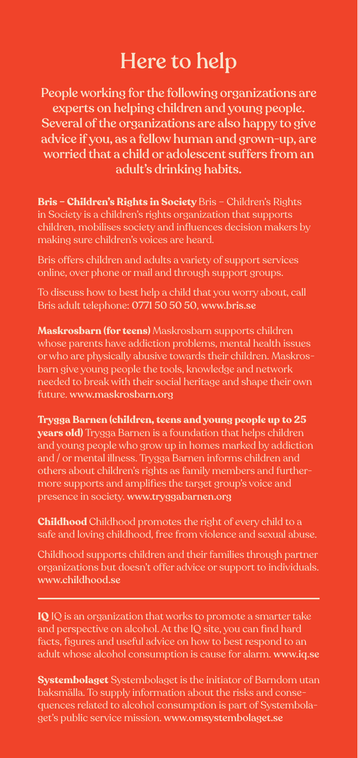# Here to help

**People working for the following organizations are experts on helping children and young people. Several of the organizations are also happy to give advice if you, as a fellow human and grown-up, are worried that a child or adolescent suffers from an adult's drinking habits.**

**Bris – Children's Rights in Society** Bris – Children's Rights in Society is a children's rights organization that supports children, mobilises society and influences decision makers by making sure children's voices are heard.

Bris offers children and adults a variety of support services online, over phone or mail and through support groups.

To discuss how to best help a child that you worry about, call Bris adult telephone: **0771 50 50 50**, **www.bris.se**

**Maskrosbarn (for teens)** Maskrosbarn supports children whose parents have addiction problems, mental health issues or who are physically abusive towards their children. Maskrosbarn give young people the tools, knowledge and network needed to break with their social heritage and shape their own future. **www.maskrosbarn.org**

**Trygga Barnen (children, teens and young people up to 25 years old)** Trygga Barnen is a foundation that helps children and young people who grow up in homes marked by addiction and / or mental illness. Trygga Barnen informs children and others about children's rights as family members and furthermore supports and amplifies the target group's voice and presence in society. **www.tryggabarnen.org**

**Childhood** Childhood promotes the right of every child to a safe and loving childhood, free from violence and sexual abuse.

Childhood supports children and their families through partner organizations but doesn't offer advice or support to individuals. **www.childhood.se**

---

**IQ** IQ is an organization that works to promote a smarter take and perspective on alcohol. At the IQ site, you can find hard facts, figures and useful advice on how to best respond to an adult whose alcohol consumption is cause for alarm. **www.iq.se**

**Systembolaget** Systembolaget is the initiator of Barndom utan baksmälla. To supply information about the risks and consequences related to alcohol consumption is part of Systembolaget's public service mission. **www.omsystembolaget.se**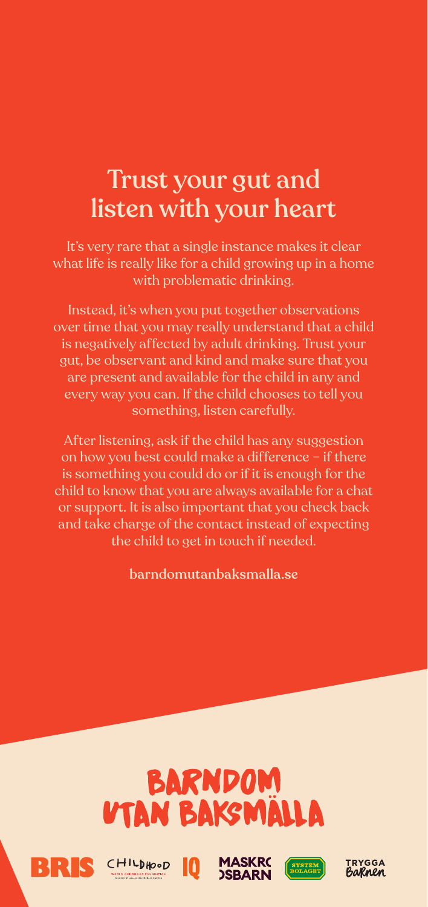# Trust your gut and listen with your heart

It's very rare that a single instance makes it clear what life is really like for a child growing up in a home with problematic drinking.

Instead, it's when you put together observations over time that you may really understand that a child is negatively affected by adult drinking. Trust your gut, be observant and kind and make sure that you are present and available for the child in any and every way you can. If the child chooses to tell you something, listen carefully.

After listening, ask if the child has any suggestion on how you best could make a difference – if there is something you could do or if it is enough for the child to know that you are always available for a chat or support. It is also important that you check back and take charge of the contact instead of expecting the child to get in touch if needed.

**barndomutanbaksmalla.se**

BARNDOM UTAN BAKSMÄLLA

BRIS · CHILDHOOD WORLD CHILDHOOD FOUNDATION · IQ · MASKROSBARN · SYSTEMBOLAGET · TRYGGA BARNEN